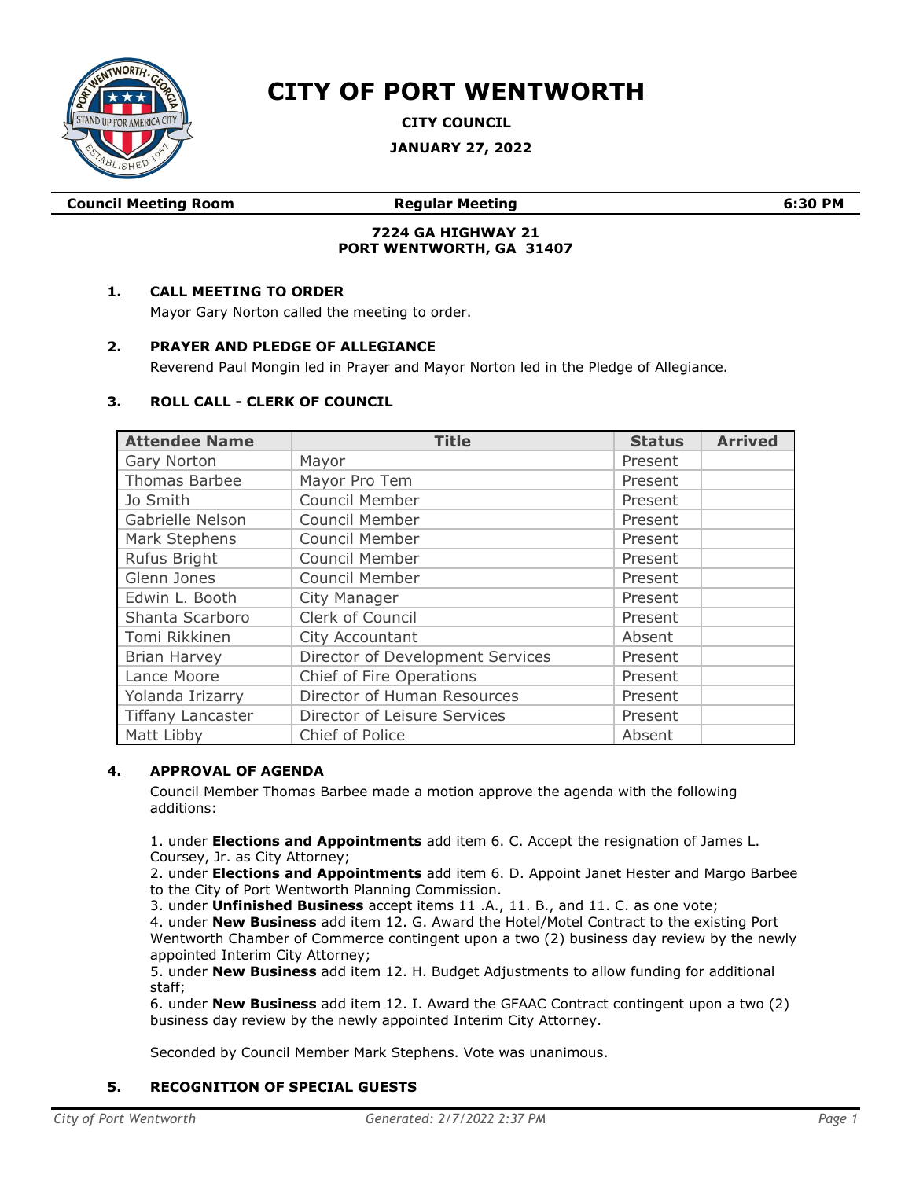# CITY OF PORT WENTWORTH

**CITY COUNCIL**

**JANUARY 27, 2022**

| **Council Meeting Room** | **Regular Meeting** | **6:30 PM** |
|---|---|---|

**7224 GA HIGHWAY 21**
**PORT WENTWORTH, GA 31407**

## 1. CALL MEETING TO ORDER

Mayor Gary Norton called the meeting to order.

## 2. PRAYER AND PLEDGE OF ALLEGIANCE

Reverend Paul Mongin led in Prayer and Mayor Norton led in the Pledge of Allegiance.

## 3. ROLL CALL - CLERK OF COUNCIL

| Attendee Name | Title | Status | Arrived |
|---|---|---|---|
| Gary Norton | Mayor | Present | |
| Thomas Barbee | Mayor Pro Tem | Present | |
| Jo Smith | Council Member | Present | |
| Gabrielle Nelson | Council Member | Present | |
| Mark Stephens | Council Member | Present | |
| Rufus Bright | Council Member | Present | |
| Glenn Jones | Council Member | Present | |
| Edwin L. Booth | City Manager | Present | |
| Shanta Scarboro | Clerk of Council | Present | |
| Tomi Rikkinen | City Accountant | Absent | |
| Brian Harvey | Director of Development Services | Present | |
| Lance Moore | Chief of Fire Operations | Present | |
| Yolanda Irizarry | Director of Human Resources | Present | |
| Tiffany Lancaster | Director of Leisure Services | Present | |
| Matt Libby | Chief of Police | Absent | |

## 4. APPROVAL OF AGENDA

Council Member Thomas Barbee made a motion approve the agenda with the following additions:

1. under **Elections and Appointments** add item 6. C. Accept the resignation of James L. Coursey, Jr. as City Attorney;
2. under **Elections and Appointments** add item 6. D. Appoint Janet Hester and Margo Barbee to the City of Port Wentworth Planning Commission.
3. under **Unfinished Business** accept items 11 .A., 11. B., and 11. C. as one vote;
4. under **New Business** add item 12. G. Award the Hotel/Motel Contract to the existing Port Wentworth Chamber of Commerce contingent upon a two (2) business day review by the newly appointed Interim City Attorney;
5. under **New Business** add item 12. H. Budget Adjustments to allow funding for additional staff;
6. under **New Business** add item 12. I. Award the GFAAC Contract contingent upon a two (2) business day review by the newly appointed Interim City Attorney.

Seconded by Council Member Mark Stephens. Vote was unanimous.

## 5. RECOGNITION OF SPECIAL GUESTS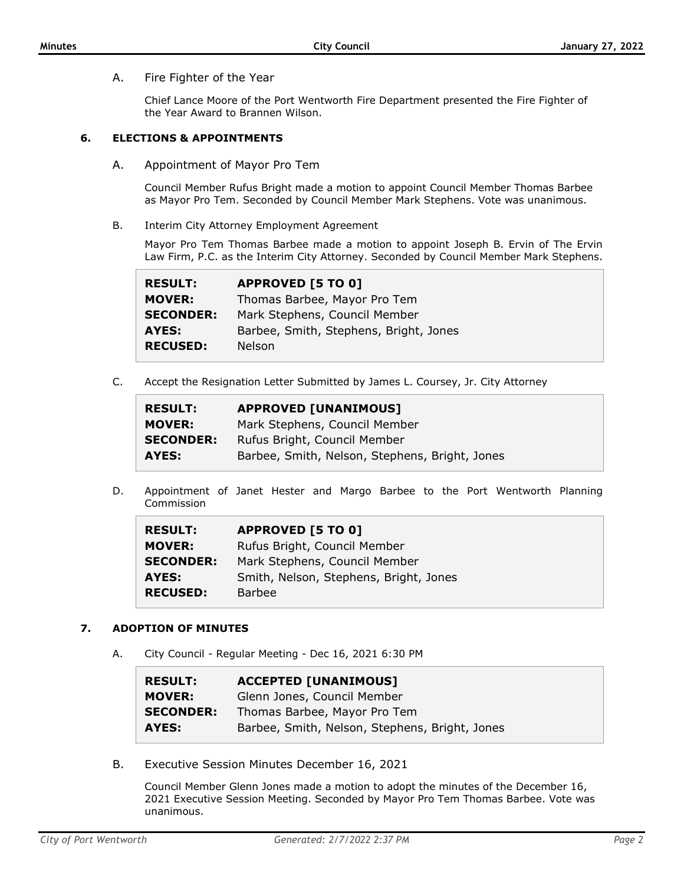A. Fire Fighter of the Year

Chief Lance Moore of the Port Wentworth Fire Department presented the Fire Fighter of the Year Award to Brannen Wilson.

## 6. ELECTIONS & APPOINTMENTS

A. Appointment of Mayor Pro Tem

Council Member Rufus Bright made a motion to appoint Council Member Thomas Barbee as Mayor Pro Tem. Seconded by Council Member Mark Stephens. Vote was unanimous.

B. Interim City Attorney Employment Agreement

Mayor Pro Tem Thomas Barbee made a motion to appoint Joseph B. Ervin of The Ervin Law Firm, P.C. as the Interim City Attorney. Seconded by Council Member Mark Stephens.

| | |
|---|---|
| **RESULT:** | **APPROVED [5 TO 0]** |
| **MOVER:** | Thomas Barbee, Mayor Pro Tem |
| **SECONDER:** | Mark Stephens, Council Member |
| **AYES:** | Barbee, Smith, Stephens, Bright, Jones |
| **RECUSED:** | Nelson |

C. Accept the Resignation Letter Submitted by James L. Coursey, Jr. City Attorney

| | |
|---|---|
| **RESULT:** | **APPROVED [UNANIMOUS]** |
| **MOVER:** | Mark Stephens, Council Member |
| **SECONDER:** | Rufus Bright, Council Member |
| **AYES:** | Barbee, Smith, Nelson, Stephens, Bright, Jones |

D. Appointment of Janet Hester and Margo Barbee to the Port Wentworth Planning Commission

| | |
|---|---|
| **RESULT:** | **APPROVED [5 TO 0]** |
| **MOVER:** | Rufus Bright, Council Member |
| **SECONDER:** | Mark Stephens, Council Member |
| **AYES:** | Smith, Nelson, Stephens, Bright, Jones |
| **RECUSED:** | Barbee |

## 7. ADOPTION OF MINUTES

A. City Council - Regular Meeting - Dec 16, 2021 6:30 PM

| | |
|---|---|
| **RESULT:** | **ACCEPTED [UNANIMOUS]** |
| **MOVER:** | Glenn Jones, Council Member |
| **SECONDER:** | Thomas Barbee, Mayor Pro Tem |
| **AYES:** | Barbee, Smith, Nelson, Stephens, Bright, Jones |

B. Executive Session Minutes December 16, 2021

Council Member Glenn Jones made a motion to adopt the minutes of the December 16, 2021 Executive Session Meeting. Seconded by Mayor Pro Tem Thomas Barbee. Vote was unanimous.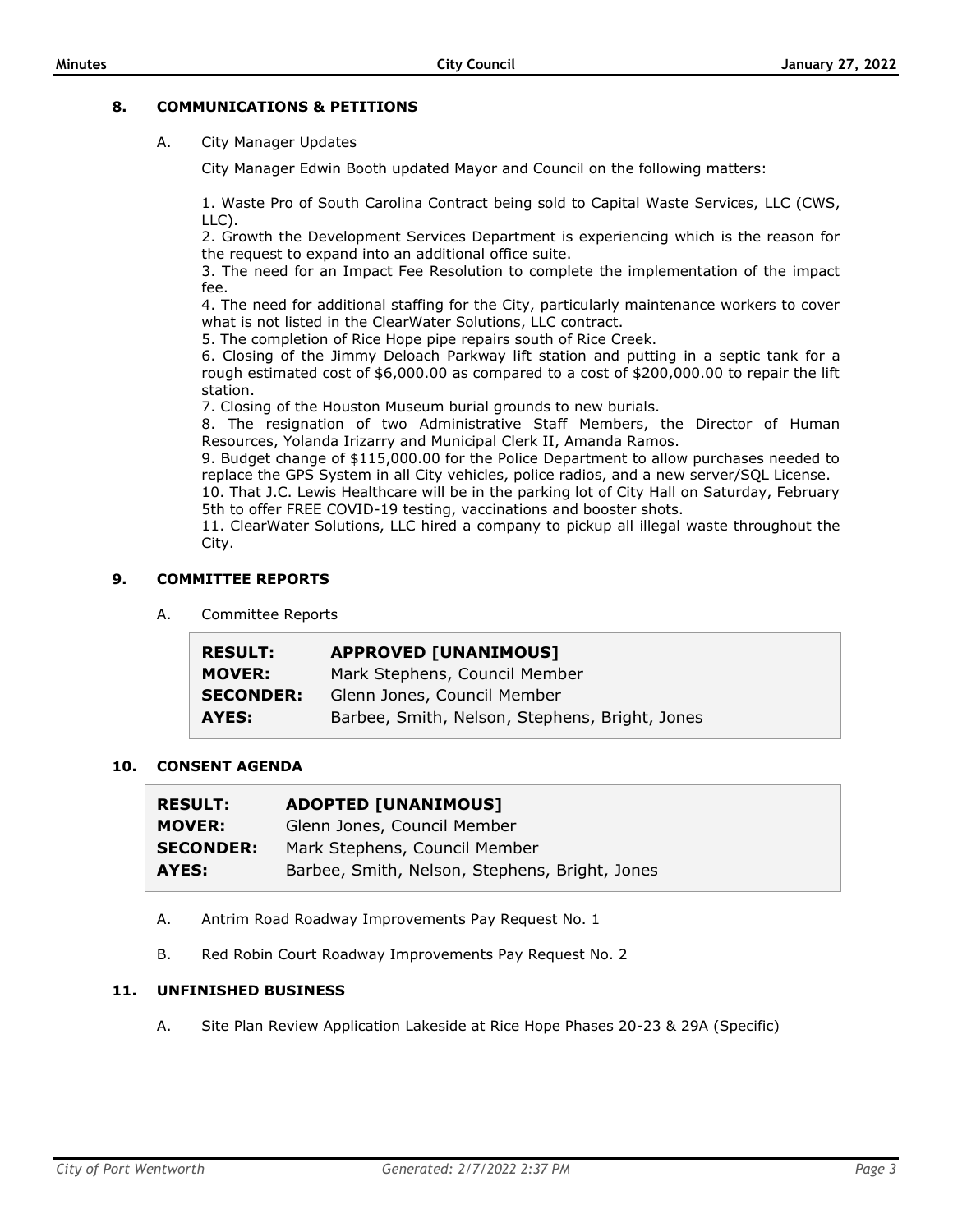## 8. COMMUNICATIONS & PETITIONS

A. City Manager Updates

City Manager Edwin Booth updated Mayor and Council on the following matters:

1. Waste Pro of South Carolina Contract being sold to Capital Waste Services, LLC (CWS, LLC).
2. Growth the Development Services Department is experiencing which is the reason for the request to expand into an additional office suite.
3. The need for an Impact Fee Resolution to complete the implementation of the impact fee.
4. The need for additional staffing for the City, particularly maintenance workers to cover what is not listed in the ClearWater Solutions, LLC contract.
5. The completion of Rice Hope pipe repairs south of Rice Creek.
6. Closing of the Jimmy Deloach Parkway lift station and putting in a septic tank for a rough estimated cost of $6,000.00 as compared to a cost of $200,000.00 to repair the lift station.
7. Closing of the Houston Museum burial grounds to new burials.
8. The resignation of two Administrative Staff Members, the Director of Human Resources, Yolanda Irizarry and Municipal Clerk II, Amanda Ramos.
9. Budget change of $115,000.00 for the Police Department to allow purchases needed to replace the GPS System in all City vehicles, police radios, and a new server/SQL License.
10. That J.C. Lewis Healthcare will be in the parking lot of City Hall on Saturday, February 5th to offer FREE COVID-19 testing, vaccinations and booster shots.
11. ClearWater Solutions, LLC hired a company to pickup all illegal waste throughout the City.

## 9. COMMITTEE REPORTS

A. Committee Reports

| | |
|---|---|
| **RESULT:** | **APPROVED [UNANIMOUS]** |
| **MOVER:** | Mark Stephens, Council Member |
| **SECONDER:** | Glenn Jones, Council Member |
| **AYES:** | Barbee, Smith, Nelson, Stephens, Bright, Jones |

## 10. CONSENT AGENDA

| | |
|---|---|
| **RESULT:** | **ADOPTED [UNANIMOUS]** |
| **MOVER:** | Glenn Jones, Council Member |
| **SECONDER:** | Mark Stephens, Council Member |
| **AYES:** | Barbee, Smith, Nelson, Stephens, Bright, Jones |

A. Antrim Road Roadway Improvements Pay Request No. 1

B. Red Robin Court Roadway Improvements Pay Request No. 2

## 11. UNFINISHED BUSINESS

A. Site Plan Review Application Lakeside at Rice Hope Phases 20-23 & 29A (Specific)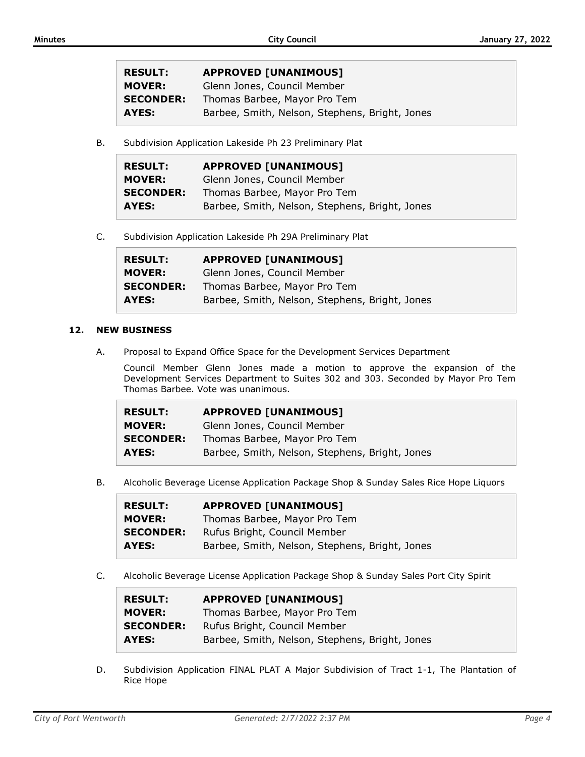| | |
|---|---|
| **RESULT:** | **APPROVED [UNANIMOUS]** |
| **MOVER:** | Glenn Jones, Council Member |
| **SECONDER:** | Thomas Barbee, Mayor Pro Tem |
| **AYES:** | Barbee, Smith, Nelson, Stephens, Bright, Jones |

B. Subdivision Application Lakeside Ph 23 Preliminary Plat

| | |
|---|---|
| **RESULT:** | **APPROVED [UNANIMOUS]** |
| **MOVER:** | Glenn Jones, Council Member |
| **SECONDER:** | Thomas Barbee, Mayor Pro Tem |
| **AYES:** | Barbee, Smith, Nelson, Stephens, Bright, Jones |

C. Subdivision Application Lakeside Ph 29A Preliminary Plat

| | |
|---|---|
| **RESULT:** | **APPROVED [UNANIMOUS]** |
| **MOVER:** | Glenn Jones, Council Member |
| **SECONDER:** | Thomas Barbee, Mayor Pro Tem |
| **AYES:** | Barbee, Smith, Nelson, Stephens, Bright, Jones |

## 12. NEW BUSINESS

A. Proposal to Expand Office Space for the Development Services Department

Council Member Glenn Jones made a motion to approve the expansion of the Development Services Department to Suites 302 and 303. Seconded by Mayor Pro Tem Thomas Barbee. Vote was unanimous.

| | |
|---|---|
| **RESULT:** | **APPROVED [UNANIMOUS]** |
| **MOVER:** | Glenn Jones, Council Member |
| **SECONDER:** | Thomas Barbee, Mayor Pro Tem |
| **AYES:** | Barbee, Smith, Nelson, Stephens, Bright, Jones |

B. Alcoholic Beverage License Application Package Shop & Sunday Sales Rice Hope Liquors

| | |
|---|---|
| **RESULT:** | **APPROVED [UNANIMOUS]** |
| **MOVER:** | Thomas Barbee, Mayor Pro Tem |
| **SECONDER:** | Rufus Bright, Council Member |
| **AYES:** | Barbee, Smith, Nelson, Stephens, Bright, Jones |

C. Alcoholic Beverage License Application Package Shop & Sunday Sales Port City Spirit

| | |
|---|---|
| **RESULT:** | **APPROVED [UNANIMOUS]** |
| **MOVER:** | Thomas Barbee, Mayor Pro Tem |
| **SECONDER:** | Rufus Bright, Council Member |
| **AYES:** | Barbee, Smith, Nelson, Stephens, Bright, Jones |

D. Subdivision Application FINAL PLAT A Major Subdivision of Tract 1-1, The Plantation of Rice Hope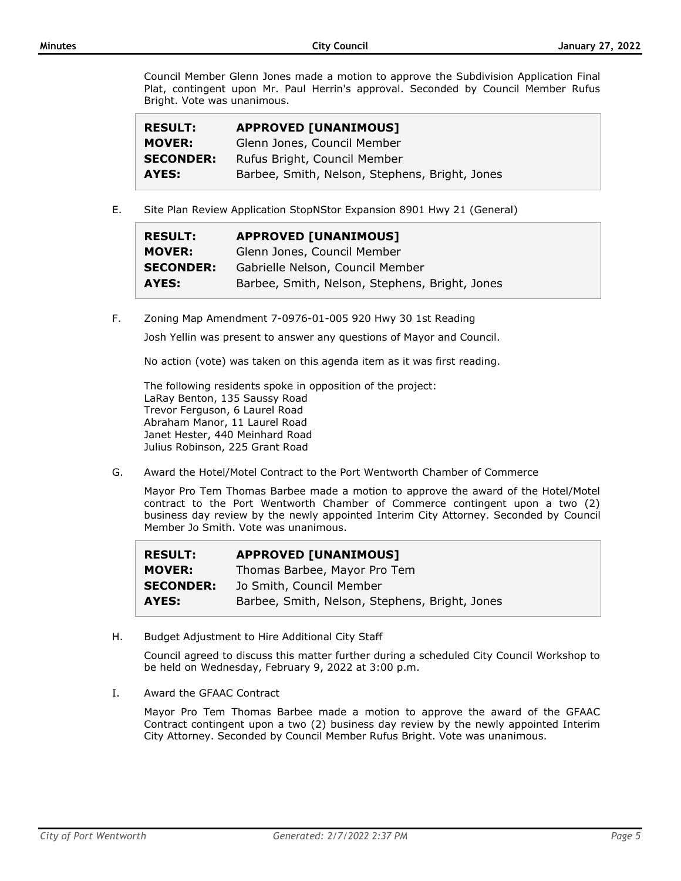Council Member Glenn Jones made a motion to approve the Subdivision Application Final Plat, contingent upon Mr. Paul Herrin's approval. Seconded by Council Member Rufus Bright. Vote was unanimous.

| | |
|---|---|
| **RESULT:** | **APPROVED [UNANIMOUS]** |
| **MOVER:** | Glenn Jones, Council Member |
| **SECONDER:** | Rufus Bright, Council Member |
| **AYES:** | Barbee, Smith, Nelson, Stephens, Bright, Jones |

E. Site Plan Review Application StopNStor Expansion 8901 Hwy 21 (General)

| | |
|---|---|
| **RESULT:** | **APPROVED [UNANIMOUS]** |
| **MOVER:** | Glenn Jones, Council Member |
| **SECONDER:** | Gabrielle Nelson, Council Member |
| **AYES:** | Barbee, Smith, Nelson, Stephens, Bright, Jones |

F. Zoning Map Amendment 7-0976-01-005 920 Hwy 30 1st Reading

Josh Yellin was present to answer any questions of Mayor and Council.

No action (vote) was taken on this agenda item as it was first reading.

The following residents spoke in opposition of the project:
LaRay Benton, 135 Saussy Road
Trevor Ferguson, 6 Laurel Road
Abraham Manor, 11 Laurel Road
Janet Hester, 440 Meinhard Road
Julius Robinson, 225 Grant Road

G. Award the Hotel/Motel Contract to the Port Wentworth Chamber of Commerce

Mayor Pro Tem Thomas Barbee made a motion to approve the award of the Hotel/Motel contract to the Port Wentworth Chamber of Commerce contingent upon a two (2) business day review by the newly appointed Interim City Attorney. Seconded by Council Member Jo Smith. Vote was unanimous.

| | |
|---|---|
| **RESULT:** | **APPROVED [UNANIMOUS]** |
| **MOVER:** | Thomas Barbee, Mayor Pro Tem |
| **SECONDER:** | Jo Smith, Council Member |
| **AYES:** | Barbee, Smith, Nelson, Stephens, Bright, Jones |

H. Budget Adjustment to Hire Additional City Staff

Council agreed to discuss this matter further during a scheduled City Council Workshop to be held on Wednesday, February 9, 2022 at 3:00 p.m.

I. Award the GFAAC Contract

Mayor Pro Tem Thomas Barbee made a motion to approve the award of the GFAAC Contract contingent upon a two (2) business day review by the newly appointed Interim City Attorney. Seconded by Council Member Rufus Bright. Vote was unanimous.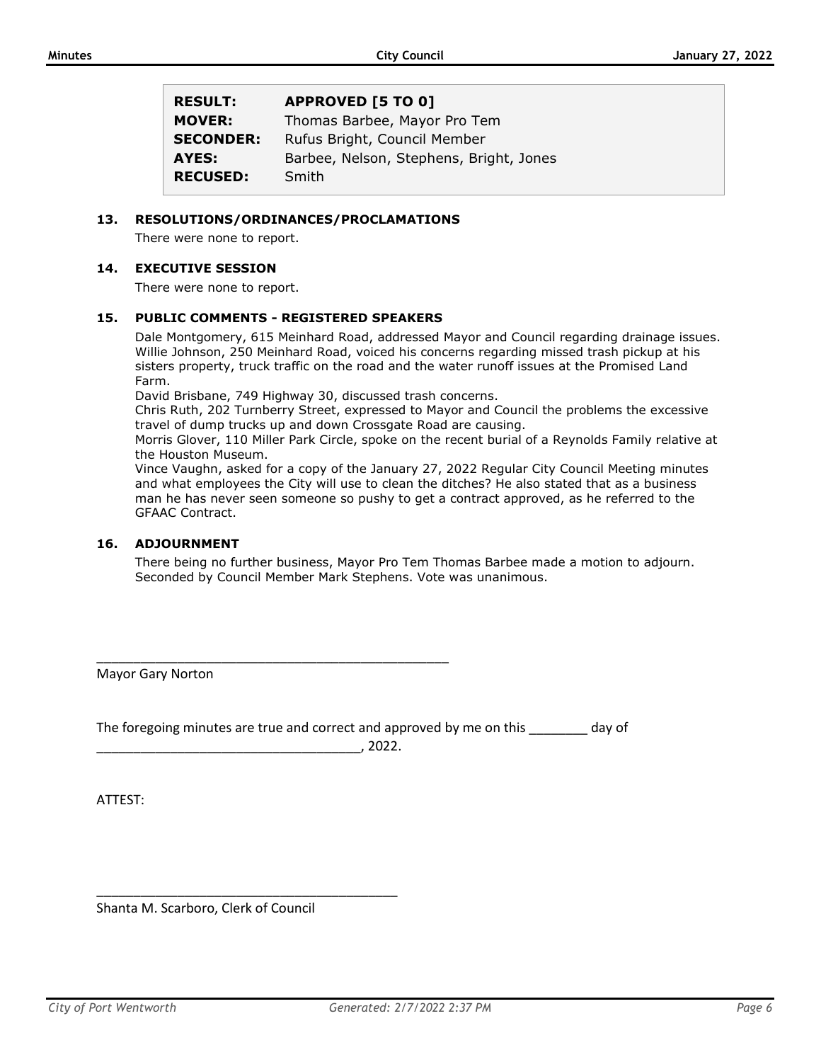| | |
|---|---|
| **RESULT:** | **APPROVED [5 TO 0]** |
| **MOVER:** | Thomas Barbee, Mayor Pro Tem |
| **SECONDER:** | Rufus Bright, Council Member |
| **AYES:** | Barbee, Nelson, Stephens, Bright, Jones |
| **RECUSED:** | Smith |

### 13. RESOLUTIONS/ORDINANCES/PROCLAMATIONS

There were none to report.

### 14. EXECUTIVE SESSION

There were none to report.

### 15. PUBLIC COMMENTS - REGISTERED SPEAKERS

Dale Montgomery, 615 Meinhard Road, addressed Mayor and Council regarding drainage issues.
Willie Johnson, 250 Meinhard Road, voiced his concerns regarding missed trash pickup at his sisters property, truck traffic on the road and the water runoff issues at the Promised Land Farm.
David Brisbane, 749 Highway 30, discussed trash concerns.
Chris Ruth, 202 Turnberry Street, expressed to Mayor and Council the problems the excessive travel of dump trucks up and down Crossgate Road are causing.
Morris Glover, 110 Miller Park Circle, spoke on the recent burial of a Reynolds Family relative at the Houston Museum.
Vince Vaughn, asked for a copy of the January 27, 2022 Regular City Council Meeting minutes and what employees the City will use to clean the ditches? He also stated that as a business man he has never seen someone so pushy to get a contract approved, as he referred to the GFAAC Contract.

### 16. ADJOURNMENT

There being no further business, Mayor Pro Tem Thomas Barbee made a motion to adjourn. Seconded by Council Member Mark Stephens. Vote was unanimous.

_______________________________________________
Mayor Gary Norton

The foregoing minutes are true and correct and approved by me on this ________ day of ___________________________________, 2022.

ATTEST:

_________________________________________
Shanta M. Scarboro, Clerk of Council